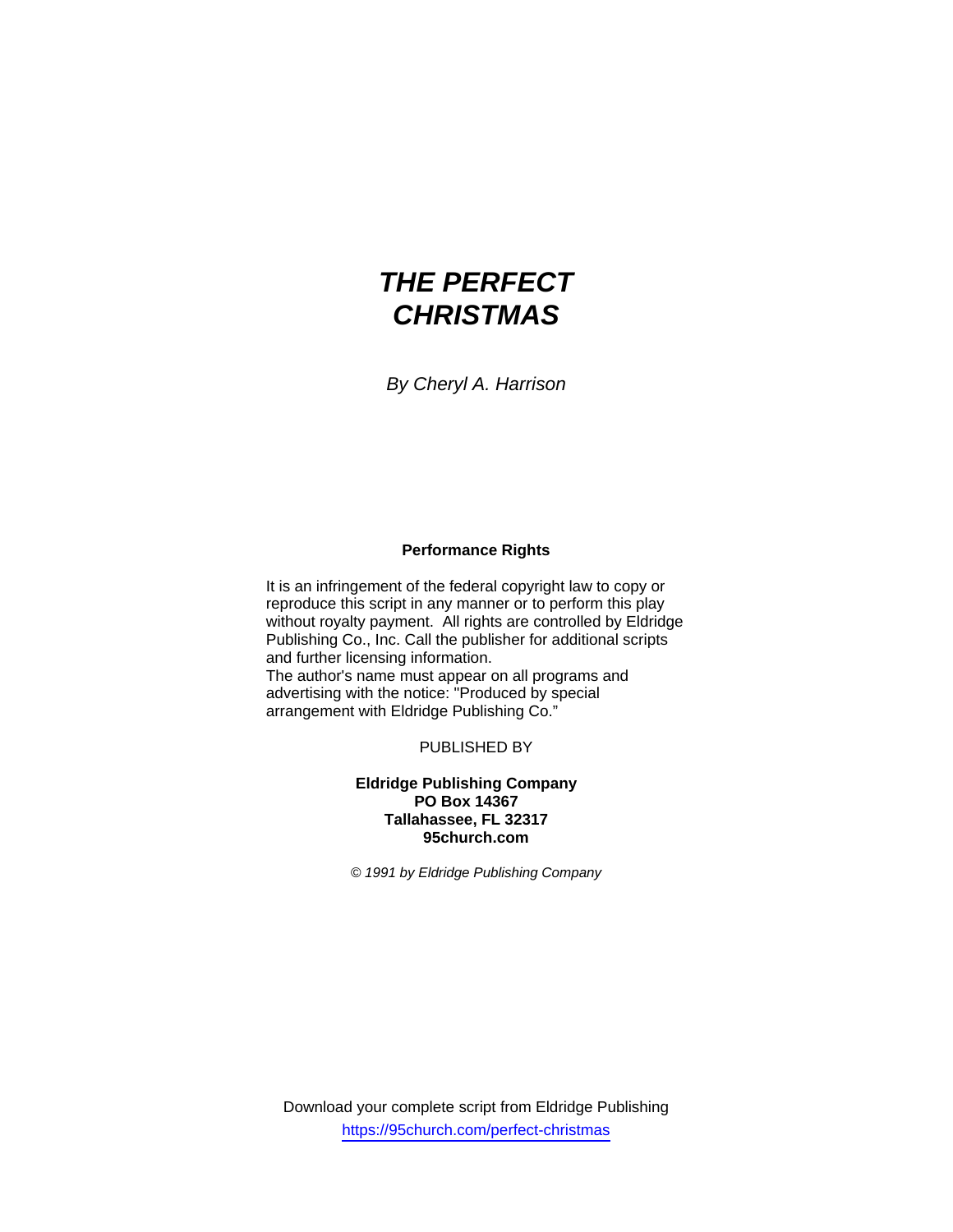# THE PERFECT CHRISTMAS

*By Cheryl A. Harrison*

**Performance Rights**

It is an infringement of the federal copyright law to copy or reproduce this script in any manner or to perform this play without royalty payment. All rights are controlled by Eldridge Publishing Co., Inc. Call the publisher for additional scripts and further licensing information.
The author's name must appear on all programs and advertising with the notice: "Produced by special arrangement with Eldridge Publishing Co."

PUBLISHED BY

**Eldridge Publishing Company**
**PO Box 14367**
**Tallahassee, FL 32317**
**95church.com**

*© 1991 by Eldridge Publishing Company*

Download your complete script from Eldridge Publishing
https://95church.com/perfect-christmas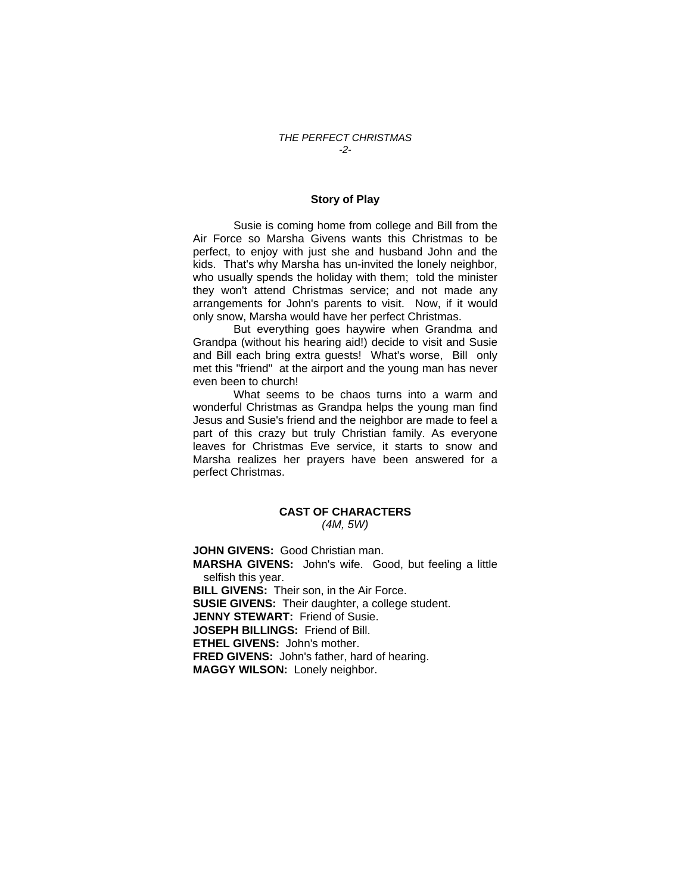## Story of Play

Susie is coming home from college and Bill from the Air Force so Marsha Givens wants this Christmas to be perfect, to enjoy with just she and husband John and the kids. That's why Marsha has un-invited the lonely neighbor, who usually spends the holiday with them; told the minister they won't attend Christmas service; and not made any arrangements for John's parents to visit. Now, if it would only snow, Marsha would have her perfect Christmas.

But everything goes haywire when Grandma and Grandpa (without his hearing aid!) decide to visit and Susie and Bill each bring extra guests! What's worse, Bill only met this "friend" at the airport and the young man has never even been to church!

What seems to be chaos turns into a warm and wonderful Christmas as Grandpa helps the young man find Jesus and Susie's friend and the neighbor are made to feel a part of this crazy but truly Christian family. As everyone leaves for Christmas Eve service, it starts to snow and Marsha realizes her prayers have been answered for a perfect Christmas.

## CAST OF CHARACTERS

*(4M, 5W)*

**JOHN GIVENS:** Good Christian man.
**MARSHA GIVENS:** John's wife. Good, but feeling a little selfish this year.
**BILL GIVENS:** Their son, in the Air Force.
**SUSIE GIVENS:** Their daughter, a college student.
**JENNY STEWART:** Friend of Susie.
**JOSEPH BILLINGS:** Friend of Bill.
**ETHEL GIVENS:** John's mother.
**FRED GIVENS:** John's father, hard of hearing.
**MAGGY WILSON:** Lonely neighbor.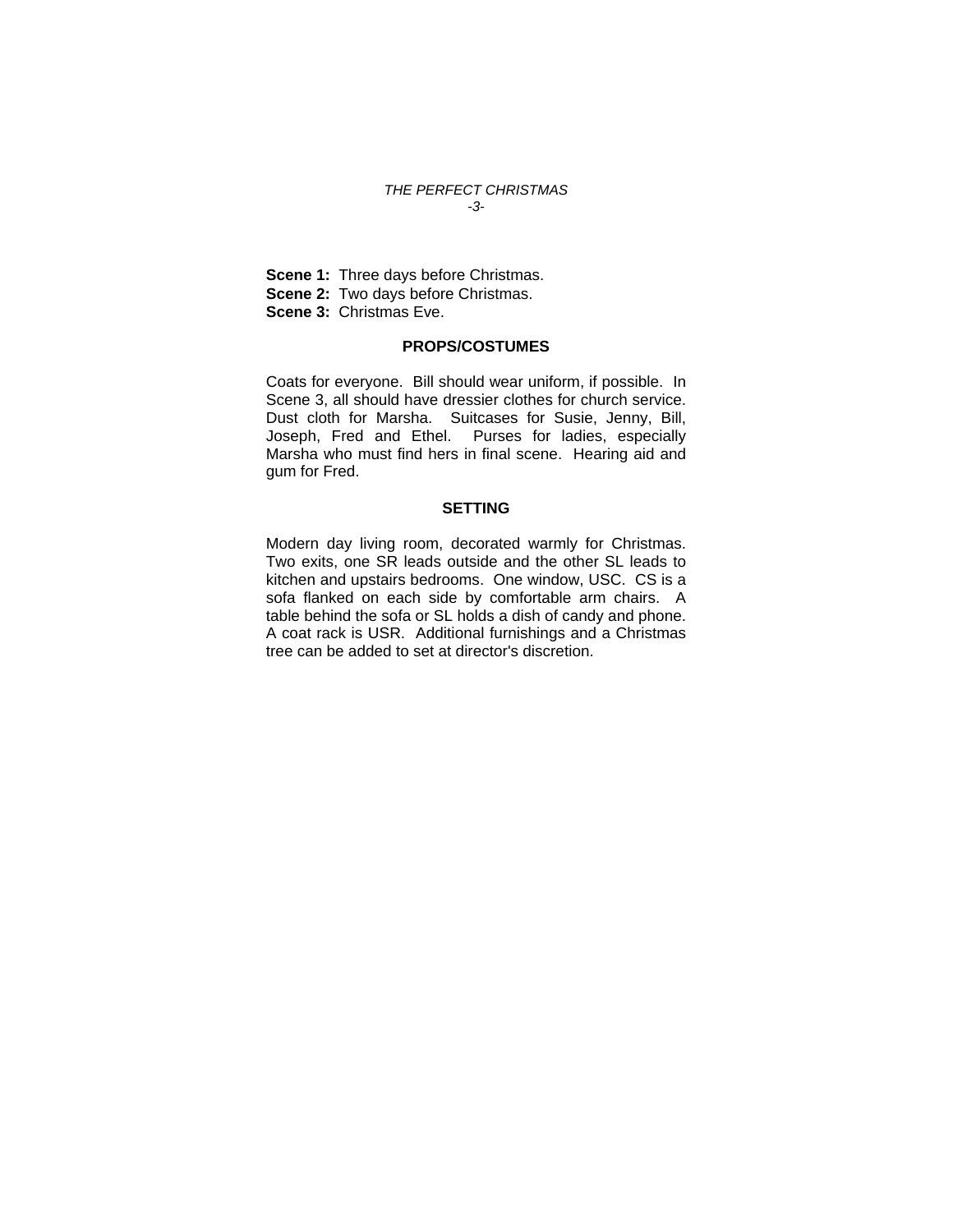**Scene 1:** Three days before Christmas.
**Scene 2:** Two days before Christmas.
**Scene 3:** Christmas Eve.

## PROPS/COSTUMES

Coats for everyone. Bill should wear uniform, if possible. In Scene 3, all should have dressier clothes for church service. Dust cloth for Marsha. Suitcases for Susie, Jenny, Bill, Joseph, Fred and Ethel. Purses for ladies, especially Marsha who must find hers in final scene. Hearing aid and gum for Fred.

## SETTING

Modern day living room, decorated warmly for Christmas. Two exits, one SR leads outside and the other SL leads to kitchen and upstairs bedrooms. One window, USC. CS is a sofa flanked on each side by comfortable arm chairs. A table behind the sofa or SL holds a dish of candy and phone. A coat rack is USR. Additional furnishings and a Christmas tree can be added to set at director's discretion.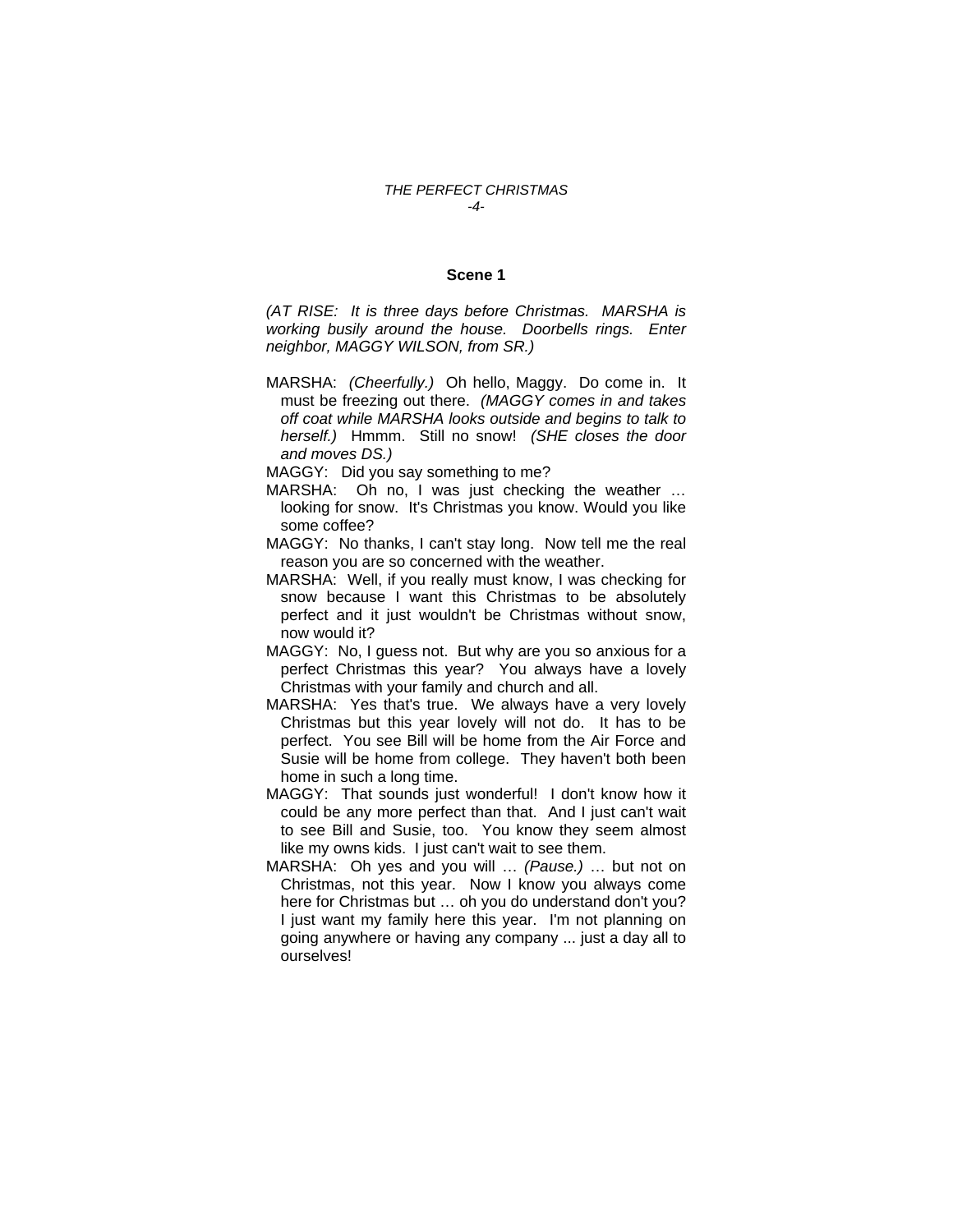## Scene 1

*(AT RISE: It is three days before Christmas. MARSHA is working busily around the house. Doorbells rings. Enter neighbor, MAGGY WILSON, from SR.)*

MARSHA: *(Cheerfully.)* Oh hello, Maggy. Do come in. It must be freezing out there. *(MAGGY comes in and takes off coat while MARSHA looks outside and begins to talk to herself.)* Hmmm. Still no snow! *(SHE closes the door and moves DS.)*

MAGGY: Did you say something to me?

MARSHA: Oh no, I was just checking the weather … looking for snow. It's Christmas you know. Would you like some coffee?

MAGGY: No thanks, I can't stay long. Now tell me the real reason you are so concerned with the weather.

MARSHA: Well, if you really must know, I was checking for snow because I want this Christmas to be absolutely perfect and it just wouldn't be Christmas without snow, now would it?

MAGGY: No, I guess not. But why are you so anxious for a perfect Christmas this year? You always have a lovely Christmas with your family and church and all.

MARSHA: Yes that's true. We always have a very lovely Christmas but this year lovely will not do. It has to be perfect. You see Bill will be home from the Air Force and Susie will be home from college. They haven't both been home in such a long time.

MAGGY: That sounds just wonderful! I don't know how it could be any more perfect than that. And I just can't wait to see Bill and Susie, too. You know they seem almost like my owns kids. I just can't wait to see them.

MARSHA: Oh yes and you will … *(Pause.)* … but not on Christmas, not this year. Now I know you always come here for Christmas but … oh you do understand don't you? I just want my family here this year. I'm not planning on going anywhere or having any company ... just a day all to ourselves!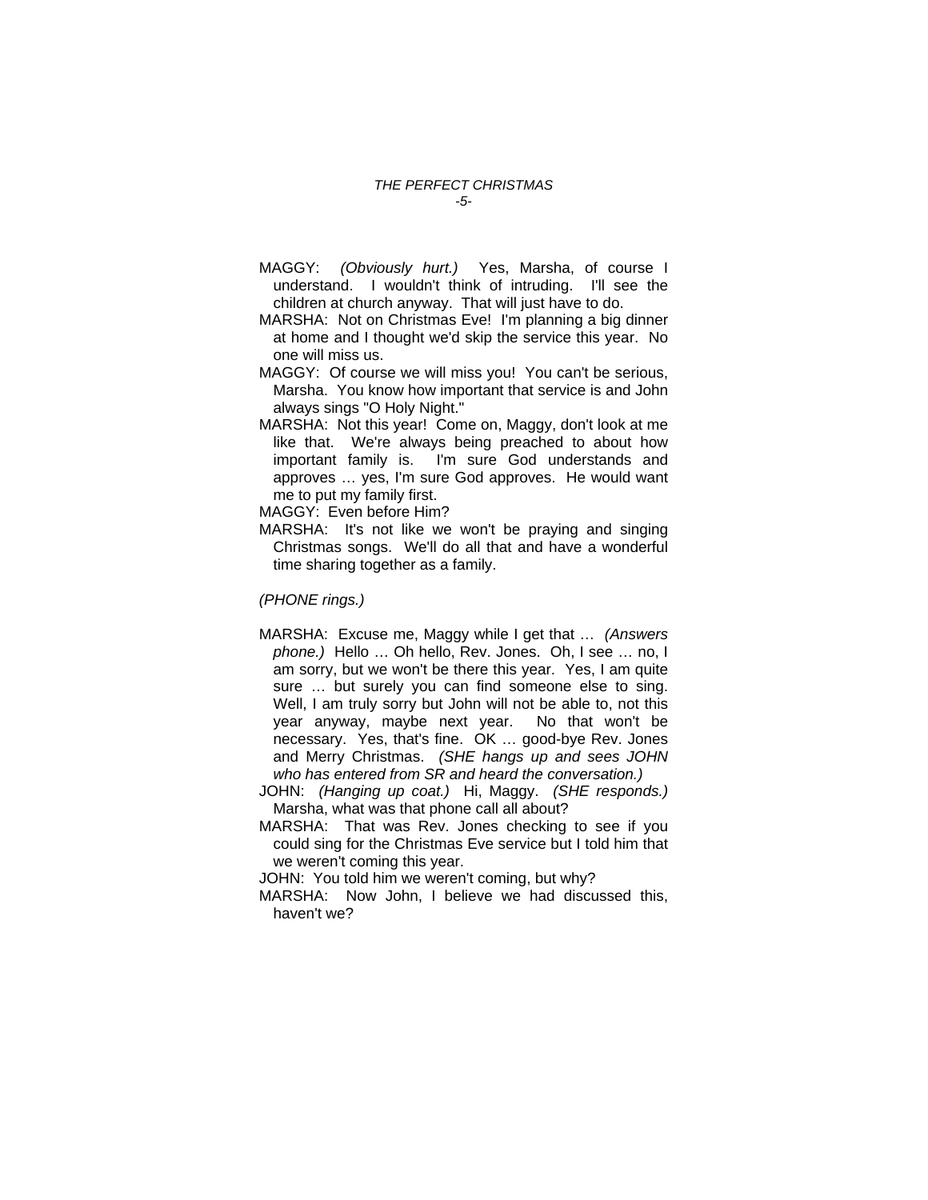MAGGY: *(Obviously hurt.)* Yes, Marsha, of course I understand. I wouldn't think of intruding. I'll see the children at church anyway. That will just have to do.

MARSHA: Not on Christmas Eve! I'm planning a big dinner at home and I thought we'd skip the service this year. No one will miss us.

MAGGY: Of course we will miss you! You can't be serious, Marsha. You know how important that service is and John always sings "O Holy Night."

MARSHA: Not this year! Come on, Maggy, don't look at me like that. We're always being preached to about how important family is. I'm sure God understands and approves … yes, I'm sure God approves. He would want me to put my family first.

MAGGY: Even before Him?

MARSHA: It's not like we won't be praying and singing Christmas songs. We'll do all that and have a wonderful time sharing together as a family.

*(PHONE rings.)*

MARSHA: Excuse me, Maggy while I get that … *(Answers phone.)* Hello … Oh hello, Rev. Jones. Oh, I see … no, I am sorry, but we won't be there this year. Yes, I am quite sure … but surely you can find someone else to sing. Well, I am truly sorry but John will not be able to, not this year anyway, maybe next year. No that won't be necessary. Yes, that's fine. OK … good-bye Rev. Jones and Merry Christmas. *(SHE hangs up and sees JOHN who has entered from SR and heard the conversation.)*

JOHN: *(Hanging up coat.)* Hi, Maggy. *(SHE responds.)* Marsha, what was that phone call all about?

MARSHA: That was Rev. Jones checking to see if you could sing for the Christmas Eve service but I told him that we weren't coming this year.

JOHN: You told him we weren't coming, but why?

MARSHA: Now John, I believe we had discussed this, haven't we?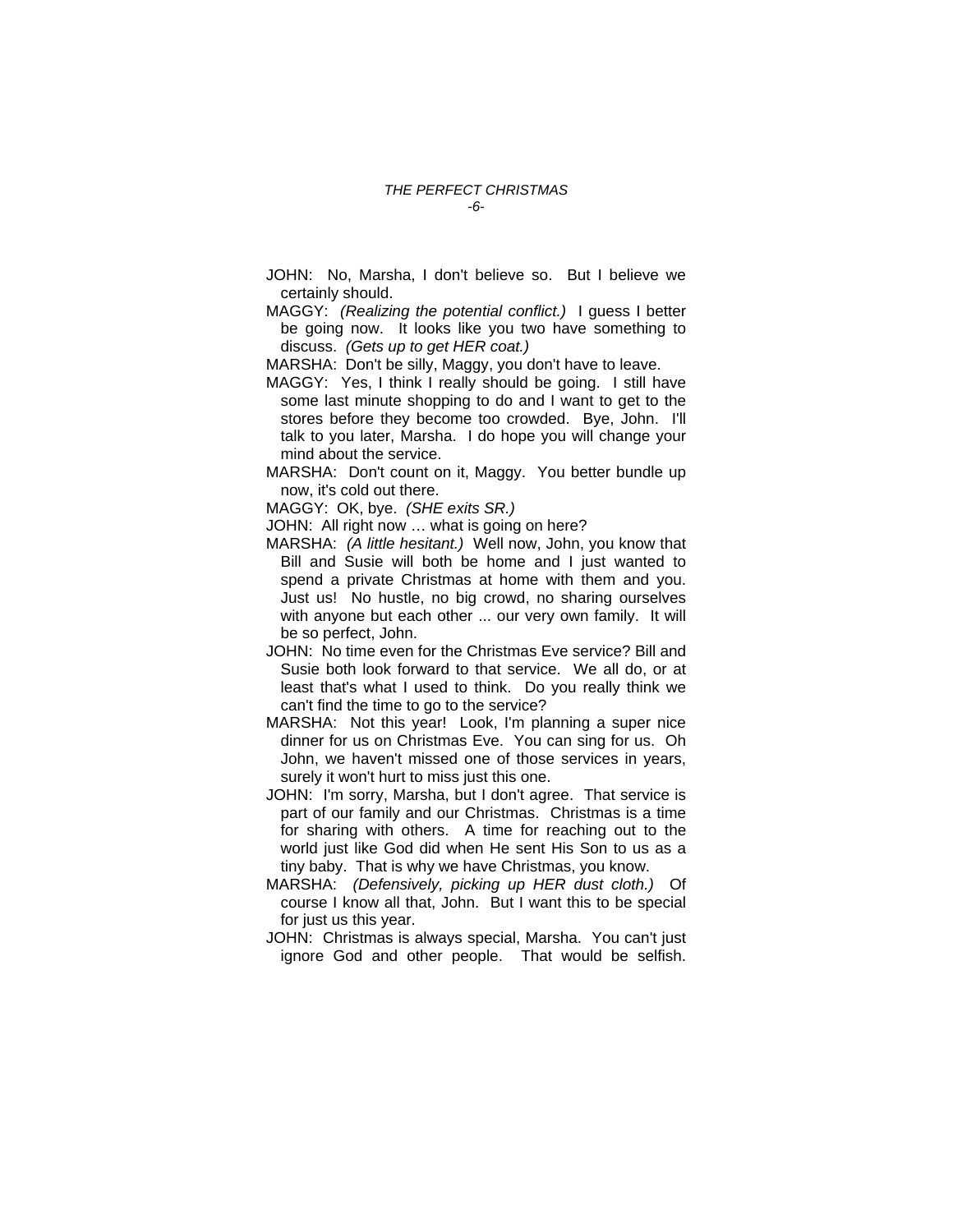JOHN: No, Marsha, I don't believe so. But I believe we certainly should.

MAGGY: *(Realizing the potential conflict.)* I guess I better be going now. It looks like you two have something to discuss. *(Gets up to get HER coat.)*

MARSHA: Don't be silly, Maggy, you don't have to leave.

MAGGY: Yes, I think I really should be going. I still have some last minute shopping to do and I want to get to the stores before they become too crowded. Bye, John. I'll talk to you later, Marsha. I do hope you will change your mind about the service.

MARSHA: Don't count on it, Maggy. You better bundle up now, it's cold out there.

MAGGY: OK, bye. *(SHE exits SR.)*

JOHN: All right now … what is going on here?

MARSHA: *(A little hesitant.)* Well now, John, you know that Bill and Susie will both be home and I just wanted to spend a private Christmas at home with them and you. Just us! No hustle, no big crowd, no sharing ourselves with anyone but each other ... our very own family. It will be so perfect, John.

JOHN: No time even for the Christmas Eve service? Bill and Susie both look forward to that service. We all do, or at least that's what I used to think. Do you really think we can't find the time to go to the service?

MARSHA: Not this year! Look, I'm planning a super nice dinner for us on Christmas Eve. You can sing for us. Oh John, we haven't missed one of those services in years, surely it won't hurt to miss just this one.

JOHN: I'm sorry, Marsha, but I don't agree. That service is part of our family and our Christmas. Christmas is a time for sharing with others. A time for reaching out to the world just like God did when He sent His Son to us as a tiny baby. That is why we have Christmas, you know.

MARSHA: *(Defensively, picking up HER dust cloth.)* Of course I know all that, John. But I want this to be special for just us this year.

JOHN: Christmas is always special, Marsha. You can't just ignore God and other people. That would be selfish.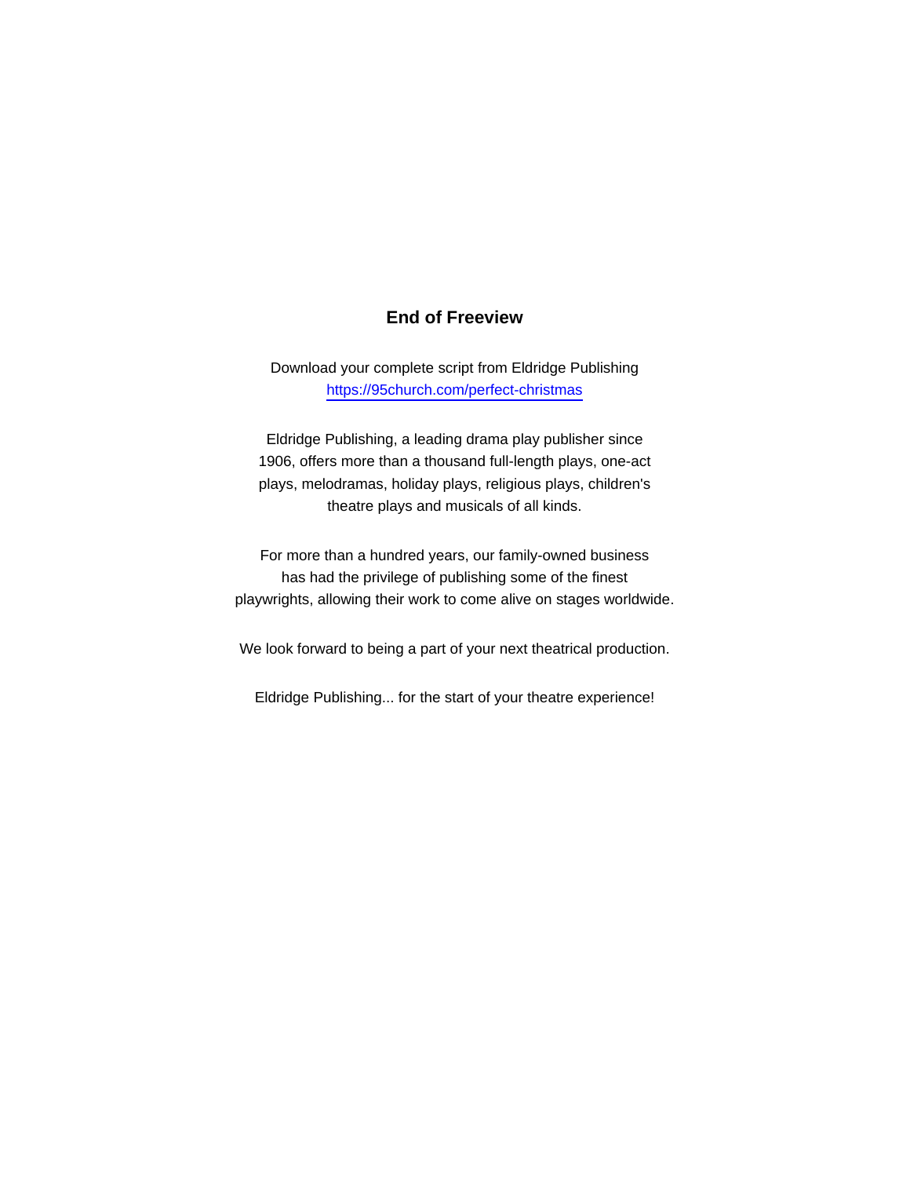## End of Freeview

Download your complete script from Eldridge Publishing
https://95church.com/perfect-christmas

Eldridge Publishing, a leading drama play publisher since 1906, offers more than a thousand full-length plays, one-act plays, melodramas, holiday plays, religious plays, children's theatre plays and musicals of all kinds.

For more than a hundred years, our family-owned business has had the privilege of publishing some of the finest playwrights, allowing their work to come alive on stages worldwide.

We look forward to being a part of your next theatrical production.

Eldridge Publishing... for the start of your theatre experience!